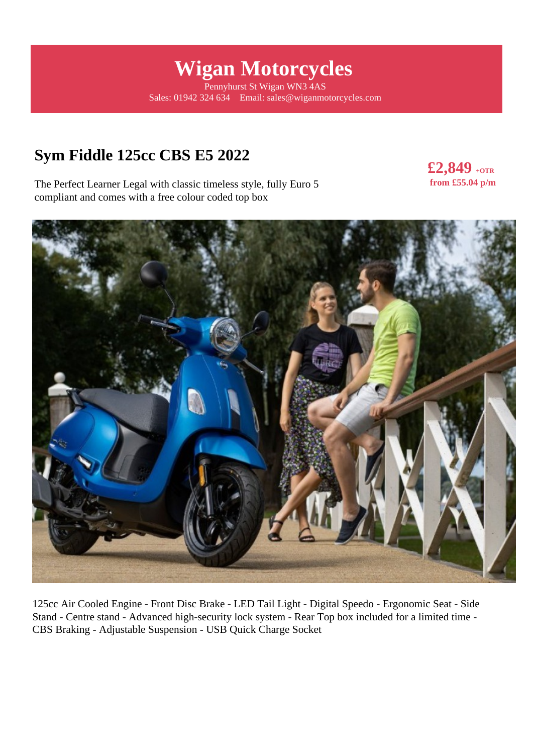# Wigan Motorcycles

Pennyhurst St Wigan WN3 4AS
Sales: 01942 324 634 Email: sales@wiganmotorcycles.com

## Sym Fiddle 125cc CBS E5 2022

**£2,849** +OTR
**from £55.04 p/m**

The Perfect Learner Legal with classic timeless style, fully Euro 5 compliant and comes with a free colour coded top box

125cc Air Cooled Engine - Front Disc Brake - LED Tail Light - Digital Speedo - Ergonomic Seat - Side Stand - Centre stand - Advanced high-security lock system - Rear Top box included for a limited time - CBS Braking - Adjustable Suspension - USB Quick Charge Socket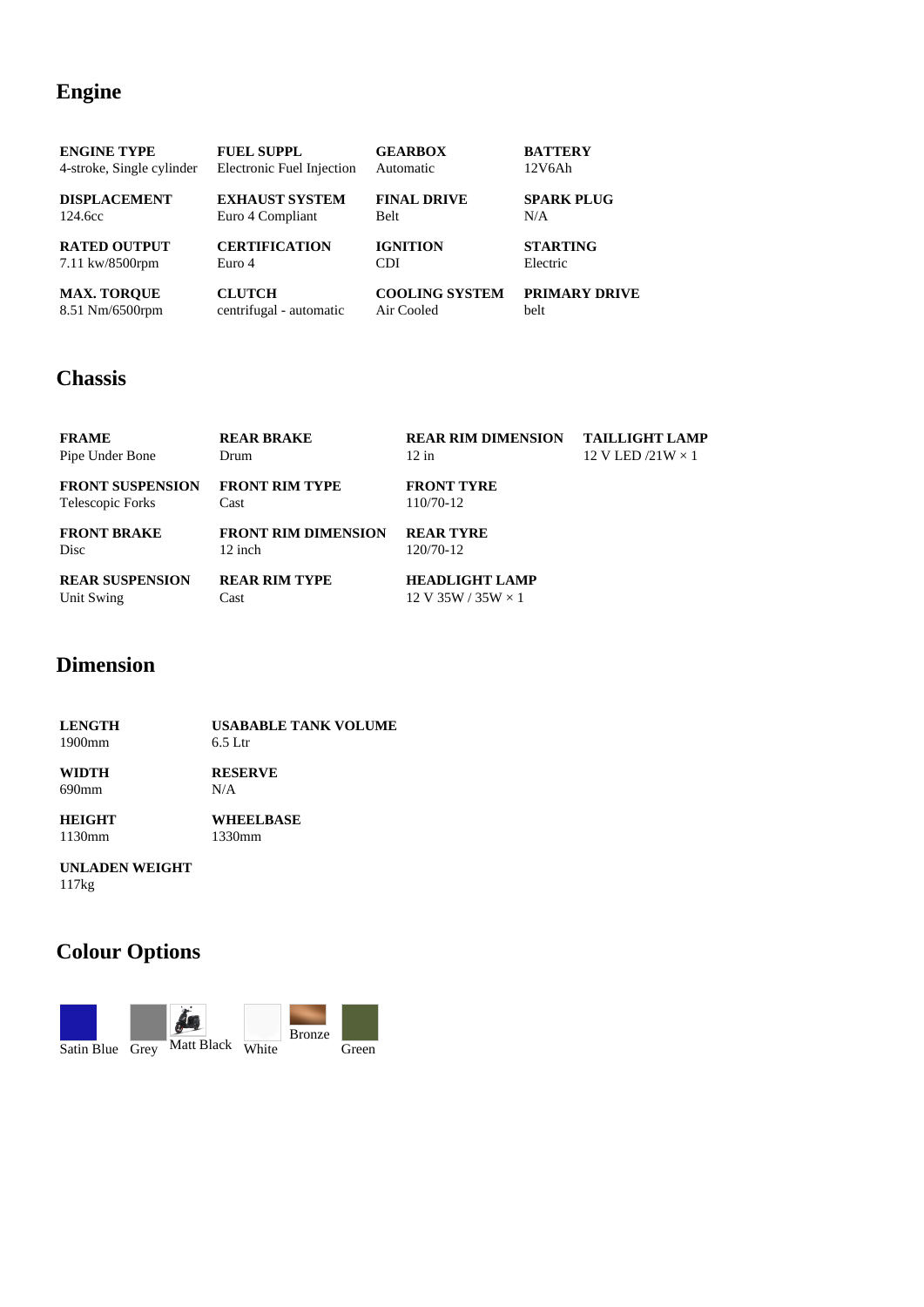## Engine

| ENGINE TYPE | FUEL SUPPL | GEARBOX | BATTERY |
|---|---|---|---|
| 4-stroke, Single cylinder | Electronic Fuel Injection | Automatic | 12V6Ah |
| **DISPLACEMENT** | **EXHAUST SYSTEM** | **FINAL DRIVE** | **SPARK PLUG** |
| 124.6cc | Euro 4 Compliant | Belt | N/A |
| **RATED OUTPUT** | **CERTIFICATION** | **IGNITION** | **STARTING** |
| 7.11 kw/8500rpm | Euro 4 | CDI | Electric |
| **MAX. TORQUE** | **CLUTCH** | **COOLING SYSTEM** | **PRIMARY DRIVE** |
| 8.51 Nm/6500rpm | centrifugal - automatic | Air Cooled | belt |

## Chassis

| FRAME | REAR BRAKE | REAR RIM DIMENSION | TAILLIGHT LAMP |
|---|---|---|---|
| Pipe Under Bone | Drum | 12 in | 12 V LED /21W × 1 |
| **FRONT SUSPENSION** | **FRONT RIM TYPE** | **FRONT TYRE** | |
| Telescopic Forks | Cast | 110/70-12 | |
| **FRONT BRAKE** | **FRONT RIM DIMENSION** | **REAR TYRE** | |
| Disc | 12 inch | 120/70-12 | |
| **REAR SUSPENSION** | **REAR RIM TYPE** | **HEADLIGHT LAMP** | |
| Unit Swing | Cast | 12 V 35W / 35W × 1 | |

## Dimension

| LENGTH | USABABLE TANK VOLUME |
|---|---|
| 1900mm | 6.5 Ltr |
| **WIDTH** | **RESERVE** |
| 690mm | N/A |
| **HEIGHT** | **WHEELBASE** |
| 1130mm | 1330mm |
| **UNLADEN WEIGHT** | |
| 117kg | |

## Colour Options

Satin Blue Grey Matt Black White Bronze Green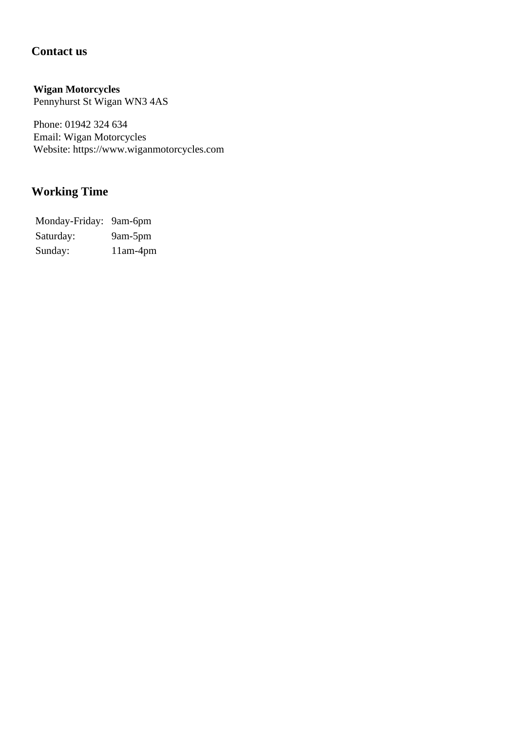## Contact us

**Wigan Motorcycles**
Pennyhurst St Wigan WN3 4AS

Phone: 01942 324 634
Email: Wigan Motorcycles
Website: https://www.wiganmotorcycles.com

## Working Time

| | |
|---|---|
| Monday-Friday: | 9am-6pm |
| Saturday: | 9am-5pm |
| Sunday: | 11am-4pm |